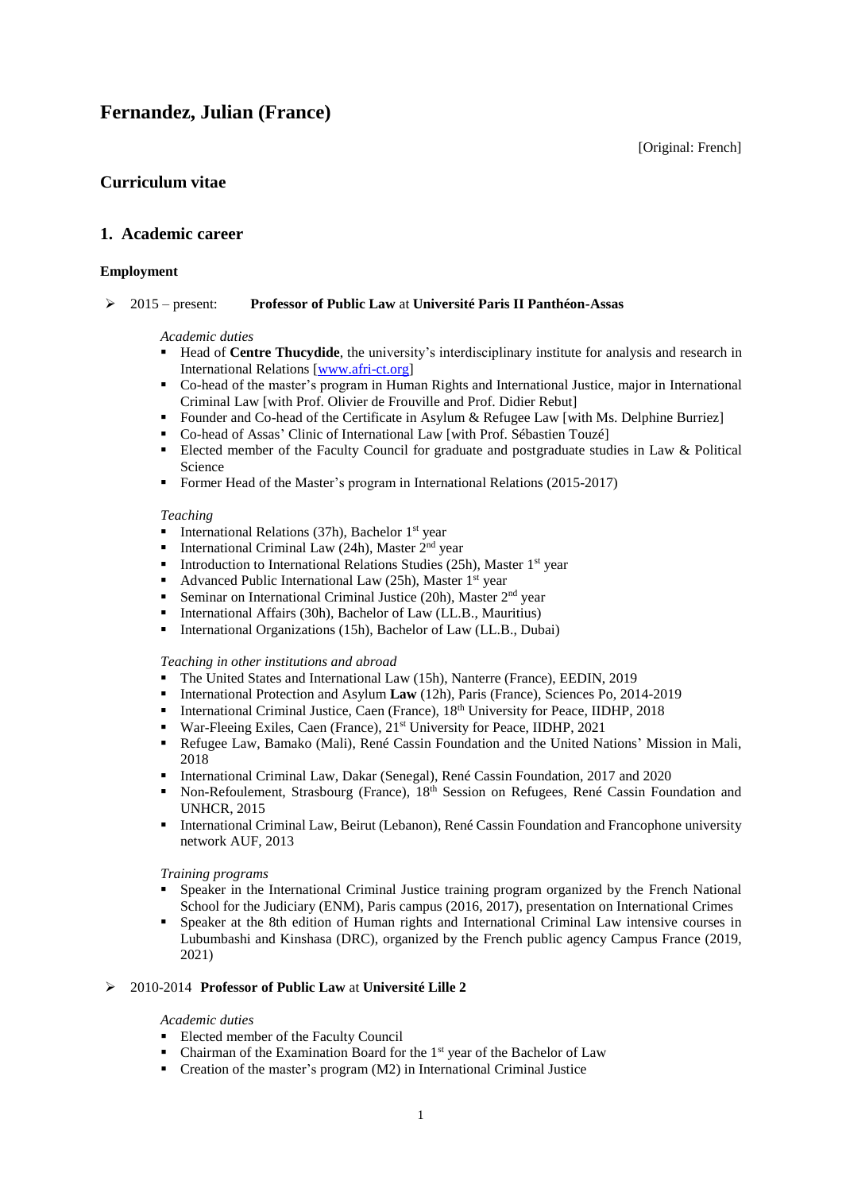# Fernandez, Julian (France)

[Original: French]

## Curriculum vitae

## 1. Academic career

### Employment

- 2015 – present: **Professor of Public Law** at **Université Paris II Panthéon-Assas**

  *Academic duties*
  - Head of **Centre Thucydide**, the university's interdisciplinary institute for analysis and research in International Relations [www.afri-ct.org]
  - Co-head of the master's program in Human Rights and International Justice, major in International Criminal Law [with Prof. Olivier de Frouville and Prof. Didier Rebut]
  - Founder and Co-head of the Certificate in Asylum & Refugee Law [with Ms. Delphine Burriez]
  - Co-head of Assas' Clinic of International Law [with Prof. Sébastien Touzé]
  - Elected member of the Faculty Council for graduate and postgraduate studies in Law & Political Science
  - Former Head of the Master's program in International Relations (2015-2017)

  *Teaching*
  - International Relations (37h), Bachelor 1st year
  - International Criminal Law (24h), Master 2nd year
  - Introduction to International Relations Studies (25h), Master 1st year
  - Advanced Public International Law (25h), Master 1st year
  - Seminar on International Criminal Justice (20h), Master 2nd year
  - International Affairs (30h), Bachelor of Law (LL.B., Mauritius)
  - International Organizations (15h), Bachelor of Law (LL.B., Dubai)

  *Teaching in other institutions and abroad*
  - The United States and International Law (15h), Nanterre (France), EEDIN, 2019
  - International Protection and Asylum **Law** (12h), Paris (France), Sciences Po, 2014-2019
  - International Criminal Justice, Caen (France), 18th University for Peace, IIDHP, 2018
  - War-Fleeing Exiles, Caen (France), 21st University for Peace, IIDHP, 2021
  - Refugee Law, Bamako (Mali), René Cassin Foundation and the United Nations' Mission in Mali, 2018
  - International Criminal Law, Dakar (Senegal), René Cassin Foundation, 2017 and 2020
  - Non-Refoulement, Strasbourg (France), 18th Session on Refugees, René Cassin Foundation and UNHCR, 2015
  - International Criminal Law, Beirut (Lebanon), René Cassin Foundation and Francophone university network AUF, 2013

  *Training programs*
  - Speaker in the International Criminal Justice training program organized by the French National School for the Judiciary (ENM), Paris campus (2016, 2017), presentation on International Crimes
  - Speaker at the 8th edition of Human rights and International Criminal Law intensive courses in Lubumbashi and Kinshasa (DRC), organized by the French public agency Campus France (2019, 2021)

- 2010-2014 **Professor of Public Law** at **Université Lille 2**

  *Academic duties*
  - Elected member of the Faculty Council
  - Chairman of the Examination Board for the 1st year of the Bachelor of Law
  - Creation of the master's program (M2) in International Criminal Justice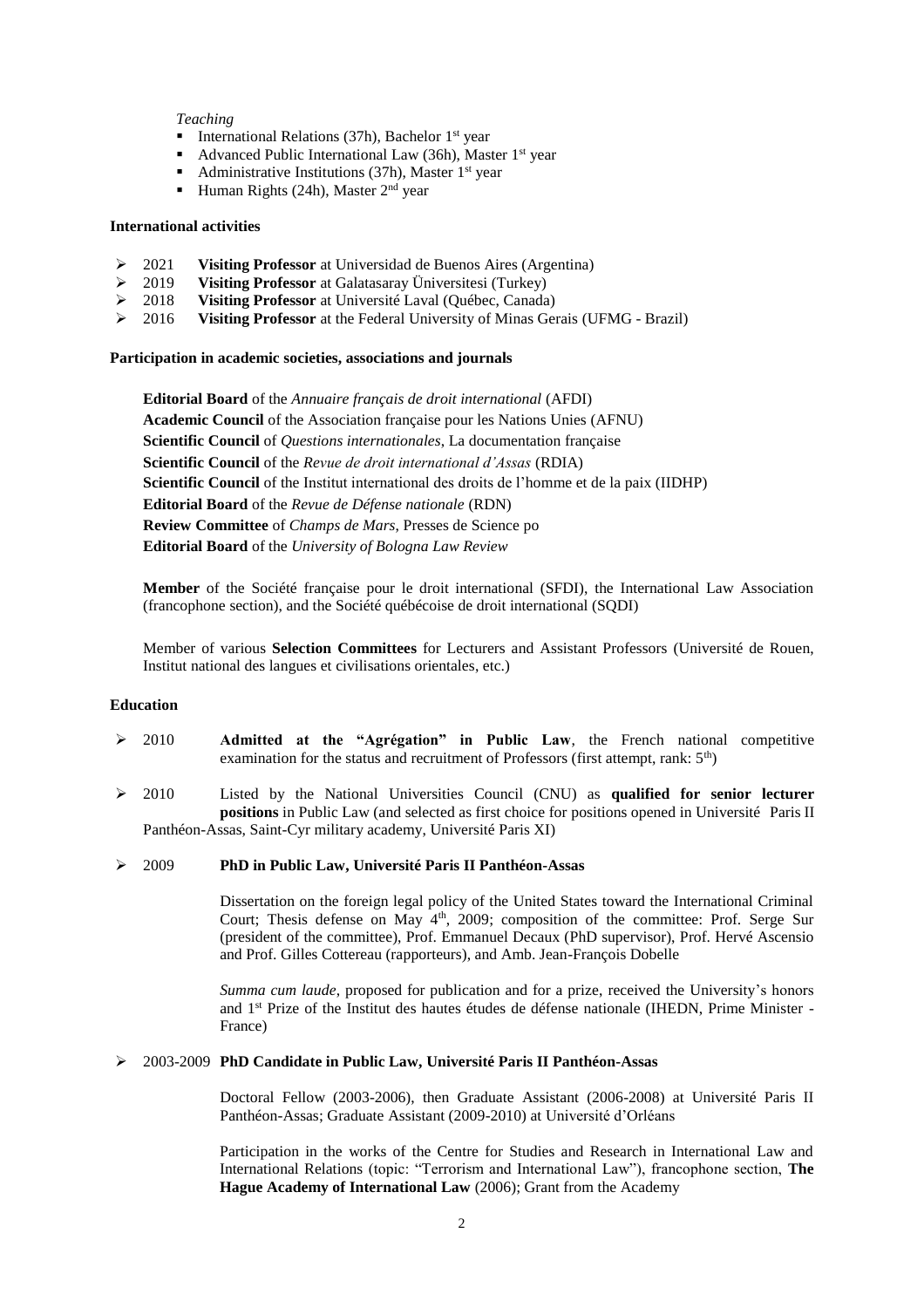*Teaching*

- International Relations (37h), Bachelor 1st year
- Advanced Public International Law (36h), Master 1st year
- Administrative Institutions (37h), Master 1st year
- Human Rights (24h), Master 2nd year

**International activities**

- 2021 **Visiting Professor** at Universidad de Buenos Aires (Argentina)
- 2019 **Visiting Professor** at Galatasaray Üniversitesi (Turkey)
- 2018 **Visiting Professor** at Université Laval (Québec, Canada)
- 2016 **Visiting Professor** at the Federal University of Minas Gerais (UFMG - Brazil)

**Participation in academic societies, associations and journals**

**Editorial Board** of the *Annuaire français de droit international* (AFDI)
**Academic Council** of the Association française pour les Nations Unies (AFNU)
**Scientific Council** of *Questions internationales*, La documentation française
**Scientific Council** of the *Revue de droit international d'Assas* (RDIA)
**Scientific Council** of the Institut international des droits de l'homme et de la paix (IIDHP)
**Editorial Board** of the *Revue de Défense nationale* (RDN)
**Review Committee** of *Champs de Mars*, Presses de Science po
**Editorial Board** of the *University of Bologna Law Review*

**Member** of the Société française pour le droit international (SFDI), the International Law Association (francophone section), and the Société québécoise de droit international (SQDI)

Member of various **Selection Committees** for Lecturers and Assistant Professors (Université de Rouen, Institut national des langues et civilisations orientales, etc.)

**Education**

- 2010 **Admitted at the "Agrégation" in Public Law**, the French national competitive examination for the status and recruitment of Professors (first attempt, rank: 5th)
- 2010 Listed by the National Universities Council (CNU) as **qualified for senior lecturer positions** in Public Law (and selected as first choice for positions opened in Université Paris II Panthéon-Assas, Saint-Cyr military academy, Université Paris XI)
- 2009 **PhD in Public Law, Université Paris II Panthéon-Assas**

  Dissertation on the foreign legal policy of the United States toward the International Criminal Court; Thesis defense on May 4th, 2009; composition of the committee: Prof. Serge Sur (president of the committee), Prof. Emmanuel Decaux (PhD supervisor), Prof. Hervé Ascensio and Prof. Gilles Cottereau (rapporteurs), and Amb. Jean-François Dobelle

  *Summa cum laude*, proposed for publication and for a prize, received the University's honors and 1st Prize of the Institut des hautes études de défense nationale (IHEDN, Prime Minister - France)

- 2003-2009 **PhD Candidate in Public Law, Université Paris II Panthéon-Assas**

  Doctoral Fellow (2003-2006), then Graduate Assistant (2006-2008) at Université Paris II Panthéon-Assas; Graduate Assistant (2009-2010) at Université d'Orléans

  Participation in the works of the Centre for Studies and Research in International Law and International Relations (topic: "Terrorism and International Law"), francophone section, **The Hague Academy of International Law** (2006); Grant from the Academy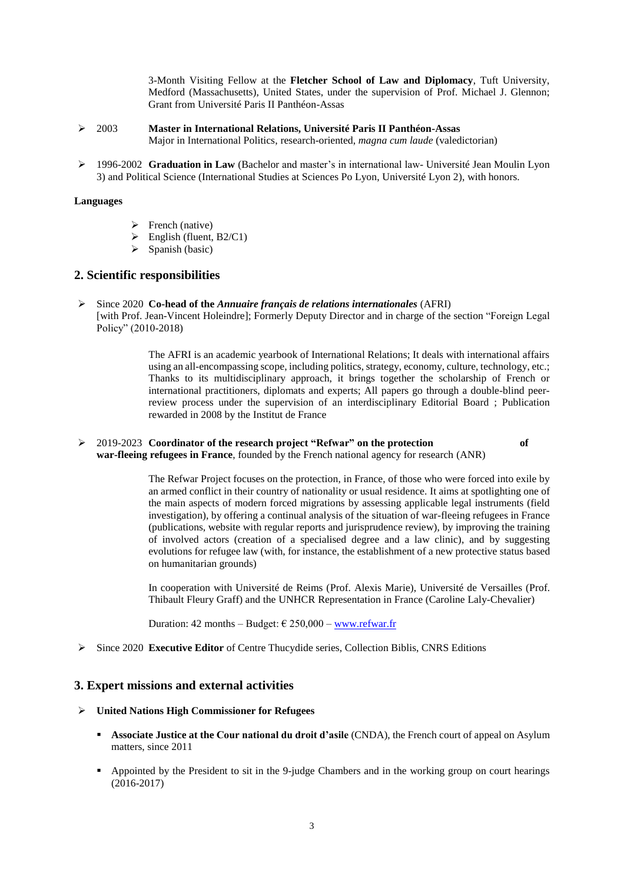3-Month Visiting Fellow at the **Fletcher School of Law and Diplomacy**, Tuft University, Medford (Massachusetts), United States, under the supervision of Prof. Michael J. Glennon; Grant from Université Paris II Panthéon-Assas

- 2003 **Master in International Relations, Université Paris II Panthéon-Assas**
  Major in International Politics, research-oriented, *magna cum laude* (valedictorian)

- 1996-2002 **Graduation in Law** (Bachelor and master's in international law- Université Jean Moulin Lyon 3) and Political Science (International Studies at Sciences Po Lyon, Université Lyon 2), with honors.

**Languages**

- French (native)
- English (fluent, B2/C1)
- Spanish (basic)

## 2. Scientific responsibilities

- Since 2020 **Co-head of the *Annuaire français de relations internationales*** (AFRI)
  [with Prof. Jean-Vincent Holeindre]; Formerly Deputy Director and in charge of the section "Foreign Legal Policy" (2010-2018)

  The AFRI is an academic yearbook of International Relations; It deals with international affairs using an all-encompassing scope, including politics, strategy, economy, culture, technology, etc.; Thanks to its multidisciplinary approach, it brings together the scholarship of French or international practitioners, diplomats and experts; All papers go through a double-blind peer-review process under the supervision of an interdisciplinary Editorial Board ; Publication rewarded in 2008 by the Institut de France

- 2019-2023 **Coordinator of the research project "Refwar" on the protection of war-fleeing refugees in France**, founded by the French national agency for research (ANR)

  The Refwar Project focuses on the protection, in France, of those who were forced into exile by an armed conflict in their country of nationality or usual residence. It aims at spotlighting one of the main aspects of modern forced migrations by assessing applicable legal instruments (field investigation), by offering a continual analysis of the situation of war-fleeing refugees in France (publications, website with regular reports and jurisprudence review), by improving the training of involved actors (creation of a specialised degree and a law clinic), and by suggesting evolutions for refugee law (with, for instance, the establishment of a new protective status based on humanitarian grounds)

  In cooperation with Université de Reims (Prof. Alexis Marie), Université de Versailles (Prof. Thibault Fleury Graff) and the UNHCR Representation in France (Caroline Laly-Chevalier)

  Duration: 42 months – Budget: € 250,000 – www.refwar.fr

- Since 2020 **Executive Editor** of Centre Thucydide series, Collection Biblis, CNRS Editions

## 3. Expert missions and external activities

- **United Nations High Commissioner for Refugees**
  - **Associate Justice at the Cour national du droit d'asile** (CNDA), the French court of appeal on Asylum matters, since 2011
  - Appointed by the President to sit in the 9-judge Chambers and in the working group on court hearings (2016-2017)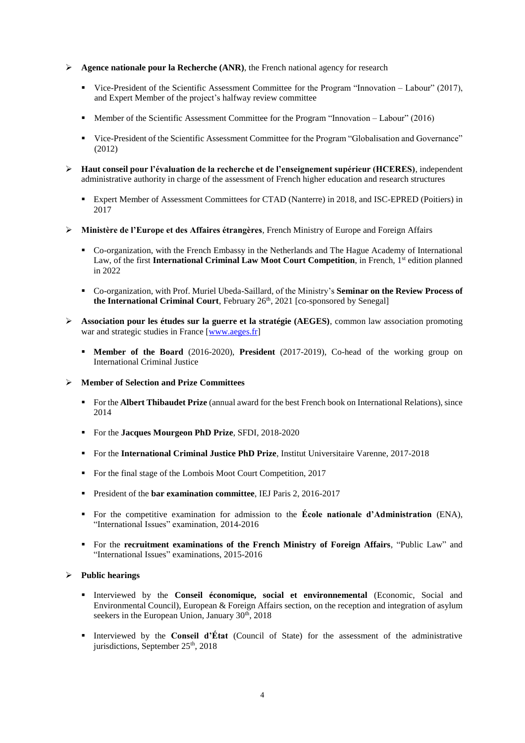- **Agence nationale pour la Recherche (ANR)**, the French national agency for research
    - Vice-President of the Scientific Assessment Committee for the Program "Innovation – Labour" (2017), and Expert Member of the project's halfway review committee
    - Member of the Scientific Assessment Committee for the Program "Innovation – Labour" (2016)
    - Vice-President of the Scientific Assessment Committee for the Program "Globalisation and Governance" (2012)
- **Haut conseil pour l'évaluation de la recherche et de l'enseignement supérieur (HCERES)**, independent administrative authority in charge of the assessment of French higher education and research structures
    - Expert Member of Assessment Committees for CTAD (Nanterre) in 2018, and ISC-EPRED (Poitiers) in 2017
- **Ministère de l'Europe et des Affaires étrangères**, French Ministry of Europe and Foreign Affairs
    - Co-organization, with the French Embassy in the Netherlands and The Hague Academy of International Law, of the first **International Criminal Law Moot Court Competition**, in French, 1st edition planned in 2022
    - Co-organization, with Prof. Muriel Ubeda-Saillard, of the Ministry's **Seminar on the Review Process of the International Criminal Court**, February 26th, 2021 [co-sponsored by Senegal]
- **Association pour les études sur la guerre et la stratégie (AEGES)**, common law association promoting war and strategic studies in France [www.aeges.fr]
    - **Member of the Board** (2016-2020), **President** (2017-2019), Co-head of the working group on International Criminal Justice
- **Member of Selection and Prize Committees**
    - For the **Albert Thibaudet Prize** (annual award for the best French book on International Relations), since 2014
    - For the **Jacques Mourgeon PhD Prize**, SFDI, 2018-2020
    - For the **International Criminal Justice PhD Prize**, Institut Universitaire Varenne, 2017-2018
    - For the final stage of the Lombois Moot Court Competition, 2017
    - President of the **bar examination committee**, IEJ Paris 2, 2016-2017
    - For the competitive examination for admission to the **École nationale d'Administration** (ENA), "International Issues" examination, 2014-2016
    - For the **recruitment examinations of the French Ministry of Foreign Affairs**, "Public Law" and "International Issues" examinations, 2015-2016
- **Public hearings**
    - Interviewed by the **Conseil économique, social et environnemental** (Economic, Social and Environmental Council), European & Foreign Affairs section, on the reception and integration of asylum seekers in the European Union, January 30th, 2018
    - Interviewed by the **Conseil d'État** (Council of State) for the assessment of the administrative jurisdictions, September 25th, 2018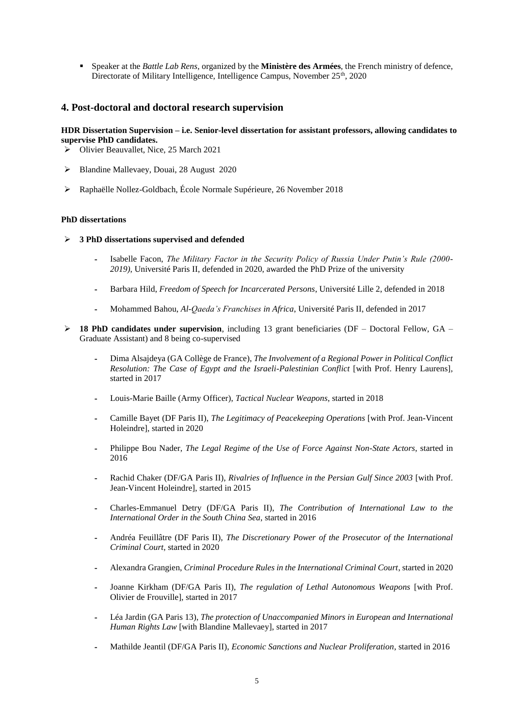- Speaker at the *Battle Lab Rens*, organized by the **Ministère des Armées**, the French ministry of defence, Directorate of Military Intelligence, Intelligence Campus, November 25th, 2020

## 4. Post-doctoral and doctoral research supervision

**HDR Dissertation Supervision – i.e. Senior-level dissertation for assistant professors, allowing candidates to supervise PhD candidates.**

- Olivier Beauvallet, Nice, 25 March 2021
- Blandine Mallevaey, Douai, 28 August 2020
- Raphaëlle Nollez-Goldbach, École Normale Supérieure, 26 November 2018

**PhD dissertations**

- **3 PhD dissertations supervised and defended**
  - Isabelle Facon, *The Military Factor in the Security Policy of Russia Under Putin's Rule (2000-2019)*, Université Paris II, defended in 2020, awarded the PhD Prize of the university
  - Barbara Hild, *Freedom of Speech for Incarcerated Persons*, Université Lille 2, defended in 2018
  - Mohammed Bahou, *Al-Qaeda's Franchises in Africa*, Université Paris II, defended in 2017

- **18 PhD candidates under supervision**, including 13 grant beneficiaries (DF – Doctoral Fellow, GA – Graduate Assistant) and 8 being co-supervised
  - Dima Alsajdeya (GA Collège de France), *The Involvement of a Regional Power in Political Conflict Resolution: The Case of Egypt and the Israeli-Palestinian Conflict* [with Prof. Henry Laurens], started in 2017
  - Louis-Marie Baille (Army Officer), *Tactical Nuclear Weapons*, started in 2018
  - Camille Bayet (DF Paris II), *The Legitimacy of Peacekeeping Operations* [with Prof. Jean-Vincent Holeindre], started in 2020
  - Philippe Bou Nader, *The Legal Regime of the Use of Force Against Non-State Actors*, started in 2016
  - Rachid Chaker (DF/GA Paris II), *Rivalries of Influence in the Persian Gulf Since 2003* [with Prof. Jean-Vincent Holeindre], started in 2015
  - Charles-Emmanuel Detry (DF/GA Paris II), *The Contribution of International Law to the International Order in the South China Sea*, started in 2016
  - Andréa Feuillâtre (DF Paris II), *The Discretionary Power of the Prosecutor of the International Criminal Court*, started in 2020
  - Alexandra Grangien, *Criminal Procedure Rules in the International Criminal Court*, started in 2020
  - Joanne Kirkham (DF/GA Paris II), *The regulation of Lethal Autonomous Weapons* [with Prof. Olivier de Frouville], started in 2017
  - Léa Jardin (GA Paris 13), *The protection of Unaccompanied Minors in European and International Human Rights Law* [with Blandine Mallevaey], started in 2017
  - Mathilde Jeantil (DF/GA Paris II), *Economic Sanctions and Nuclear Proliferation*, started in 2016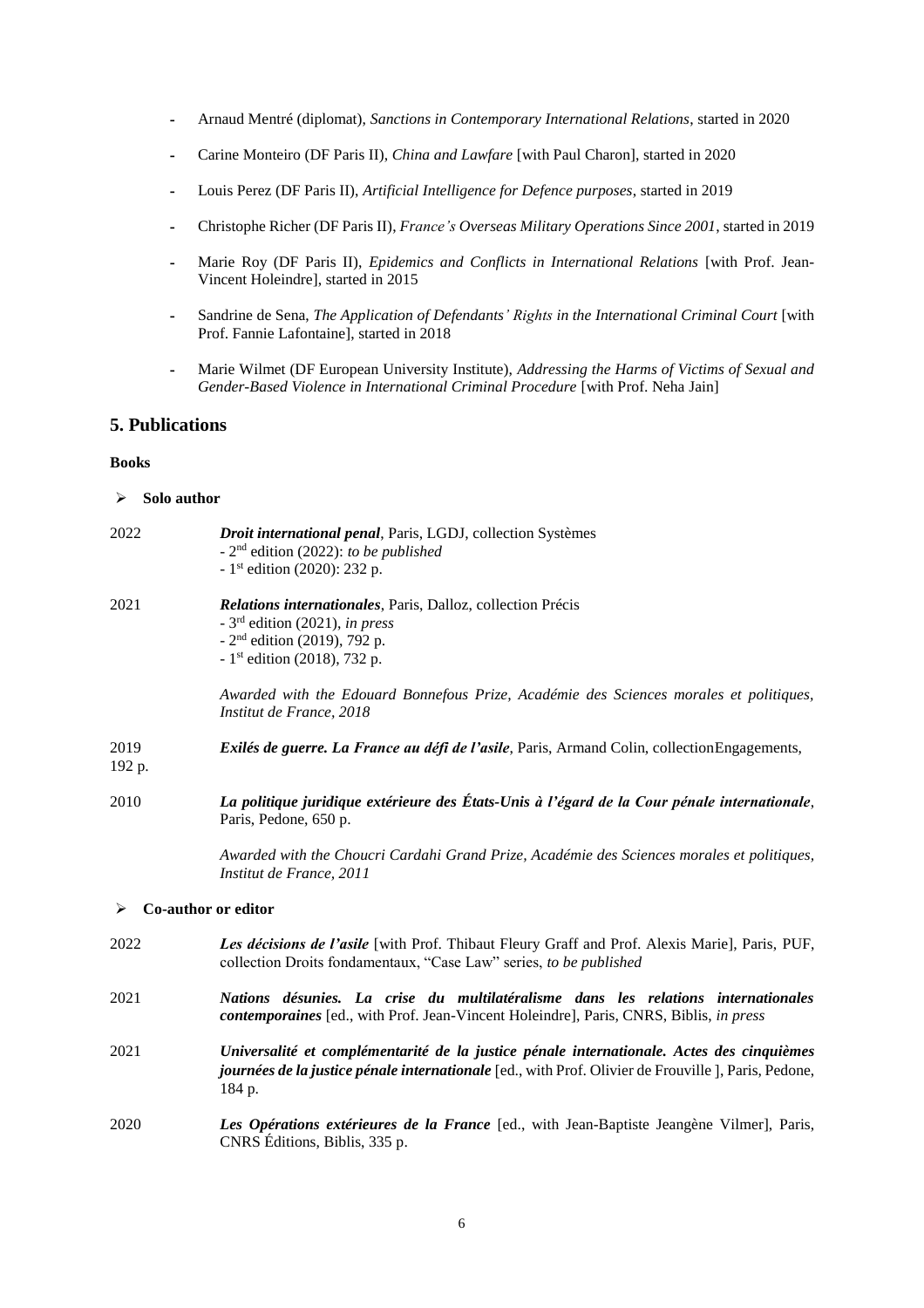- Arnaud Mentré (diplomat), *Sanctions in Contemporary International Relations*, started in 2020
- Carine Monteiro (DF Paris II), *China and Lawfare* [with Paul Charon], started in 2020
- Louis Perez (DF Paris II), *Artificial Intelligence for Defence purposes*, started in 2019
- Christophe Richer (DF Paris II), *France's Overseas Military Operations Since 2001*, started in 2019
- Marie Roy (DF Paris II), *Epidemics and Conflicts in International Relations* [with Prof. Jean-Vincent Holeindre], started in 2015
- Sandrine de Sena, *The Application of Defendants' Rights in the International Criminal Court* [with Prof. Fannie Lafontaine], started in 2018
- Marie Wilmet (DF European University Institute), *Addressing the Harms of Victims of Sexual and Gender-Based Violence in International Criminal Procedure* [with Prof. Neha Jain]

## 5. Publications

**Books**

- **Solo author**

2022 ***Droit international penal***, Paris, LGDJ, collection Systèmes
- 2nd edition (2022): *to be published*
- 1st edition (2020): 232 p.

2021 ***Relations internationales***, Paris, Dalloz, collection Précis
- 3rd edition (2021), *in press*
- 2nd edition (2019), 792 p.
- 1st edition (2018), 732 p.

*Awarded with the Edouard Bonnefous Prize, Académie des Sciences morales et politiques, Institut de France, 2018*

2019 ***Exilés de guerre. La France au défi de l'asile***, Paris, Armand Colin, collectionEngagements, 192 p.

2010 ***La politique juridique extérieure des États-Unis à l'égard de la Cour pénale internationale***, Paris, Pedone, 650 p.

*Awarded with the Choucri Cardahi Grand Prize, Académie des Sciences morales et politiques, Institut de France, 2011*

- **Co-author or editor**

2022 ***Les décisions de l'asile*** [with Prof. Thibaut Fleury Graff and Prof. Alexis Marie], Paris, PUF, collection Droits fondamentaux, "Case Law" series, *to be published*

2021 ***Nations désunies. La crise du multilatéralisme dans les relations internationales contemporaines*** [ed., with Prof. Jean-Vincent Holeindre], Paris, CNRS, Biblis, *in press*

2021 ***Universalité et complémentarité de la justice pénale internationale. Actes des cinquièmes journées de la justice pénale internationale*** [ed., with Prof. Olivier de Frouville ], Paris, Pedone, 184 p.

2020 ***Les Opérations extérieures de la France*** [ed., with Jean-Baptiste Jeangène Vilmer], Paris, CNRS Éditions, Biblis, 335 p.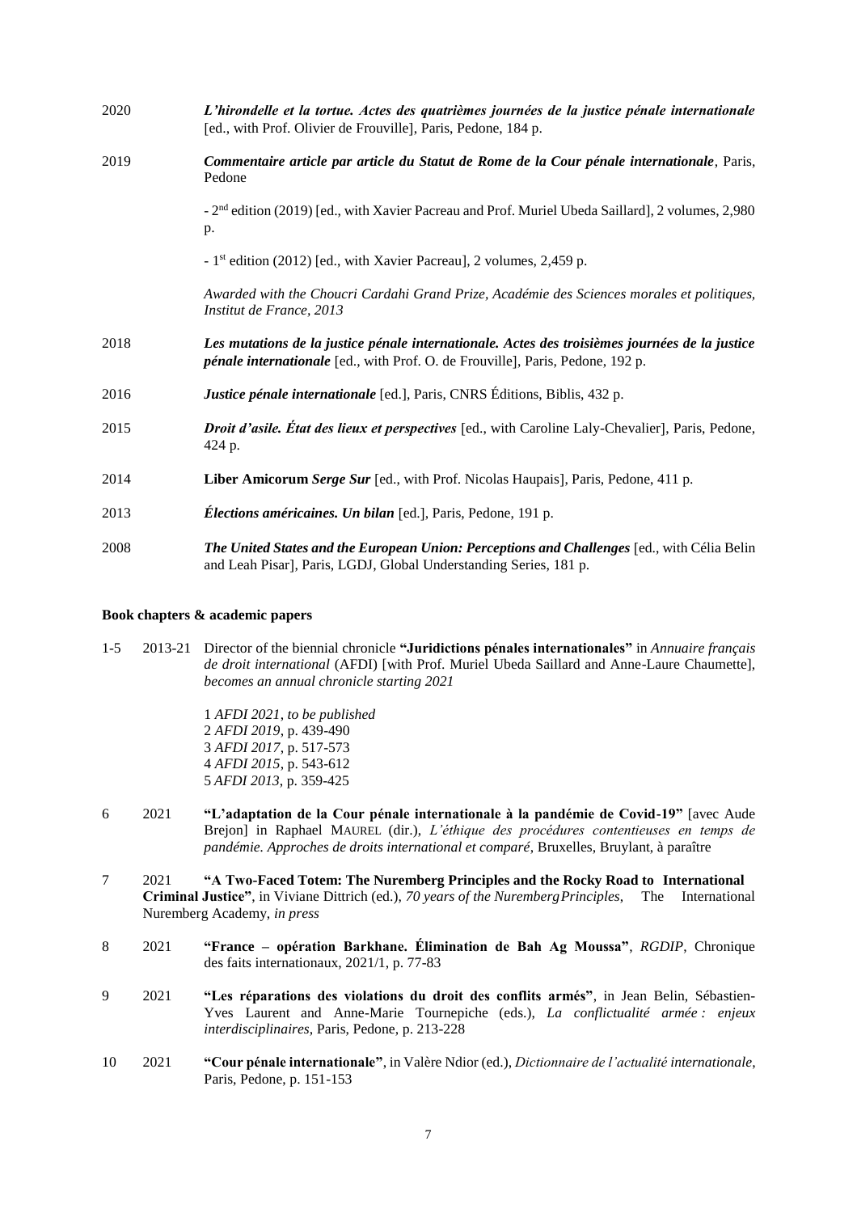2020 ***L'hirondelle et la tortue. Actes des quatrièmes journées de la justice pénale internationale*** [ed., with Prof. Olivier de Frouville], Paris, Pedone, 184 p.

2019 ***Commentaire article par article du Statut de Rome de la Cour pénale internationale***, Paris, Pedone

- 2nd edition (2019) [ed., with Xavier Pacreau and Prof. Muriel Ubeda Saillard], 2 volumes, 2,980 p.
- 1st edition (2012) [ed., with Xavier Pacreau], 2 volumes, 2,459 p.

*Awarded with the Choucri Cardahi Grand Prize, Académie des Sciences morales et politiques, Institut de France, 2013*

2018 ***Les mutations de la justice pénale internationale. Actes des troisièmes journées de la justice pénale internationale*** [ed., with Prof. O. de Frouville], Paris, Pedone, 192 p.

2016 ***Justice pénale internationale*** [ed.], Paris, CNRS Éditions, Biblis, 432 p.

2015 ***Droit d'asile. État des lieux et perspectives*** [ed., with Caroline Laly-Chevalier], Paris, Pedone, 424 p.

2014 **Liber Amicorum *Serge Sur*** [ed., with Prof. Nicolas Haupais], Paris, Pedone, 411 p.

2013 ***Élections américaines. Un bilan*** [ed.], Paris, Pedone, 191 p.

2008 ***The United States and the European Union: Perceptions and Challenges*** [ed., with Célia Belin and Leah Pisar], Paris, LGDJ, Global Understanding Series, 181 p.

**Book chapters & academic papers**

1-5 2013-21 Director of the biennial chronicle **"Juridictions pénales internationales"** in *Annuaire français de droit international* (AFDI) [with Prof. Muriel Ubeda Saillard and Anne-Laure Chaumette], *becomes an annual chronicle starting 2021*

1 *AFDI 2021, to be published*
2 *AFDI 2019*, p. 439-490
3 *AFDI 2017*, p. 517-573
4 *AFDI 2015*, p. 543-612
5 *AFDI 2013*, p. 359-425

6 2021 **"L'adaptation de la Cour pénale internationale à la pandémie de Covid-19"** [avec Aude Brejon] in Raphael MAUREL (dir.), *L'éthique des procédures contentieuses en temps de pandémie. Approches de droits international et comparé*, Bruxelles, Bruylant, à paraître

7 2021 **"A Two-Faced Totem: The Nuremberg Principles and the Rocky Road to International Criminal Justice"**, in Viviane Dittrich (ed.), *70 years of the Nuremberg Principles*, The International Nuremberg Academy, *in press*

8 2021 **"France – opération Barkhane. Élimination de Bah Ag Moussa"**, *RGDIP*, Chronique des faits internationaux, 2021/1, p. 77-83

9 2021 **"Les réparations des violations du droit des conflits armés"**, in Jean Belin, Sébastien-Yves Laurent and Anne-Marie Tournepiche (eds.), *La conflictualité armée : enjeux interdisciplinaires*, Paris, Pedone, p. 213-228

10 2021 **"Cour pénale internationale"**, in Valère Ndior (ed.), *Dictionnaire de l'actualité internationale*, Paris, Pedone, p. 151-153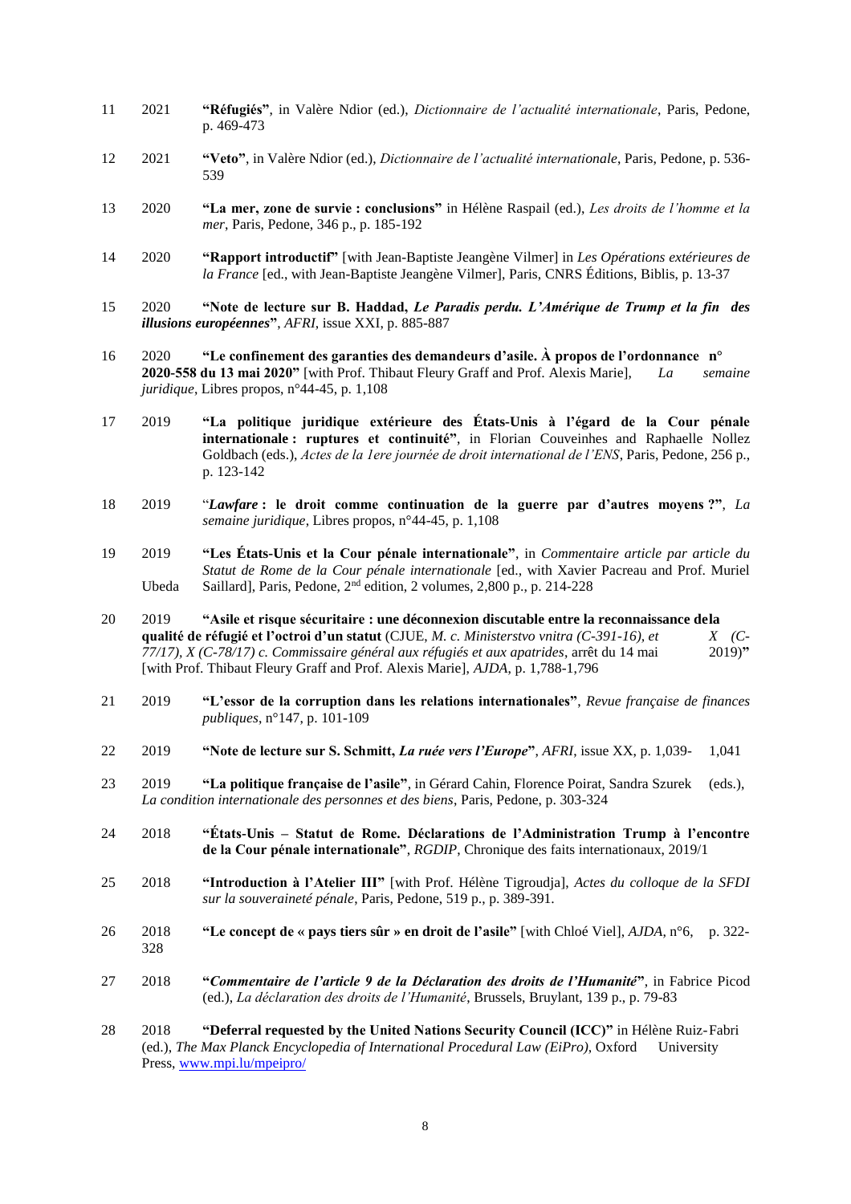11 2021 **"Réfugiés"**, in Valère Ndior (ed.), *Dictionnaire de l'actualité internationale*, Paris, Pedone, p. 469-473

12 2021 **"Veto"**, in Valère Ndior (ed.), *Dictionnaire de l'actualité internationale*, Paris, Pedone, p. 536-539

13 2020 **"La mer, zone de survie : conclusions"** in Hélène Raspail (ed.), *Les droits de l'homme et la mer*, Paris, Pedone, 346 p., p. 185-192

14 2020 **"Rapport introductif"** [with Jean-Baptiste Jeangène Vilmer] in *Les Opérations extérieures de la France* [ed., with Jean-Baptiste Jeangène Vilmer], Paris, CNRS Éditions, Biblis, p. 13-37

15 2020 **"Note de lecture sur B. Haddad, *Le Paradis perdu. L'Amérique de Trump et la fin des illusions européennes*"**, *AFRI*, issue XXI, p. 885-887

16 2020 **"Le confinement des garanties des demandeurs d'asile. À propos de l'ordonnance n° 2020-558 du 13 mai 2020"** [with Prof. Thibaut Fleury Graff and Prof. Alexis Marie], *La semaine juridique*, Libres propos, n°44-45, p. 1,108

17 2019 **"La politique juridique extérieure des États-Unis à l'égard de la Cour pénale internationale : ruptures et continuité"**, in Florian Couveinhes and Raphaelle Nollez Goldbach (eds.), *Actes de la 1ere journée de droit international de l'ENS*, Paris, Pedone, 256 p., p. 123-142

18 2019 **"*Lawfare* : le droit comme continuation de la guerre par d'autres moyens ?"**, *La semaine juridique*, Libres propos, n°44-45, p. 1,108

19 2019 **"Les États-Unis et la Cour pénale internationale"**, in *Commentaire article par article du Statut de Rome de la Cour pénale internationale* [ed., with Xavier Pacreau and Prof. Muriel Ubeda Saillard], Paris, Pedone, 2nd edition, 2 volumes, 2,800 p., p. 214-228

20 2019 **"Asile et risque sécuritaire : une déconnexion discutable entre la reconnaissance dela qualité de réfugié et l'octroi d'un statut** (CJUE, *M. c. Ministerstvo vnitra (C-391-16), et X (C-77/17), X (C-78/17) c. Commissaire général aux réfugiés et aux apatrides*, arrêt du 14 mai 2019)**"** [with Prof. Thibaut Fleury Graff and Prof. Alexis Marie], *AJDA*, p. 1,788-1,796

21 2019 **"L'essor de la corruption dans les relations internationales"**, *Revue française de finances publiques*, n°147, p. 101-109

22 2019 **"Note de lecture sur S. Schmitt, *La ruée vers l'Europe*"**, *AFRI*, issue XX, p. 1,039-1,041

23 2019 **"La politique française de l'asile"**, in Gérard Cahin, Florence Poirat, Sandra Szurek (eds.), *La condition internationale des personnes et des biens*, Paris, Pedone, p. 303-324

24 2018 **"États-Unis – Statut de Rome. Déclarations de l'Administration Trump à l'encontre de la Cour pénale internationale"**, *RGDIP*, Chronique des faits internationaux, 2019/1

25 2018 **"Introduction à l'Atelier III"** [with Prof. Hélène Tigroudja], *Actes du colloque de la SFDI sur la souveraineté pénale*, Paris, Pedone, 519 p., p. 389-391.

26 2018 **"Le concept de « pays tiers sûr » en droit de l'asile"** [with Chloé Viel], *AJDA*, n°6, p. 322-328

27 2018 **"*Commentaire de l'article 9 de la Déclaration des droits de l'Humanité*"**, in Fabrice Picod (ed.), *La déclaration des droits de l'Humanité*, Brussels, Bruylant, 139 p., p. 79-83

28 2018 **"Deferral requested by the United Nations Security Council (ICC)"** in Hélène Ruiz-Fabri (ed.), *The Max Planck Encyclopedia of International Procedural Law (EiPro)*, Oxford University Press, www.mpi.lu/mpeipro/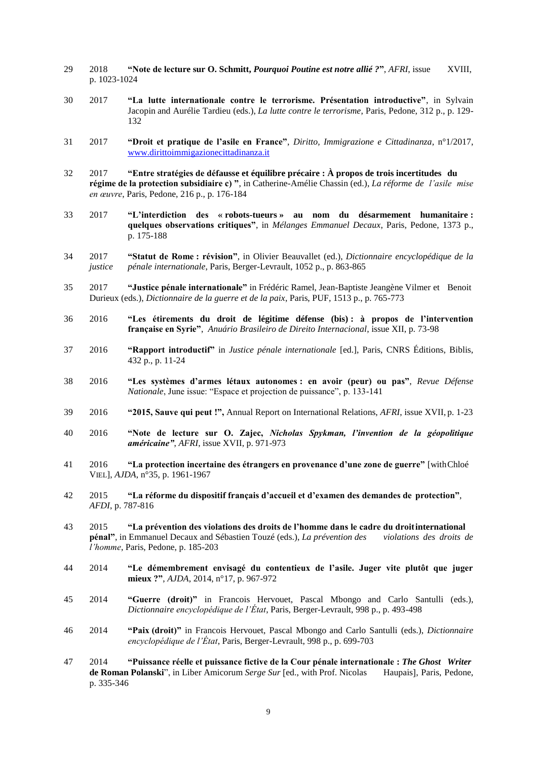29 2018 **"Note de lecture sur O. Schmitt, *Pourquoi Poutine est notre allié ?*"**, *AFRI*, issue XVIII, p. 1023-1024

30 2017 **"La lutte internationale contre le terrorisme. Présentation introductive"**, in Sylvain Jacopin and Aurélie Tardieu (eds.), *La lutte contre le terrorisme*, Paris, Pedone, 312 p., p. 129-132

31 2017 **"Droit et pratique de l'asile en France"**, *Diritto, Immigrazione e Cittadinanza*, n°1/2017, www.dirittoimmigazionecittadinanza.it

32 2017 **"Entre stratégies de défausse et équilibre précaire : À propos de trois incertitudes du régime de la protection subsidiaire c) "**, in Catherine-Amélie Chassin (ed.), *La réforme de l'asile mise en œuvre*, Paris, Pedone, 216 p., p. 176-184

33 2017 **"L'interdiction des « robots-tueurs » au nom du désarmement humanitaire : quelques observations critiques"**, in *Mélanges Emmanuel Decaux*, Paris, Pedone, 1373 p., p. 175-188

34 2017 **"Statut de Rome : révision"**, in Olivier Beauvallet (ed.), *Dictionnaire encyclopédique de la justice pénale internationale*, Paris, Berger-Levrault, 1052 p., p. 863-865

35 2017 **"Justice pénale internationale"** in Frédéric Ramel, Jean-Baptiste Jeangène Vilmer et Benoit Durieux (eds.), *Dictionnaire de la guerre et de la paix*, Paris, PUF, 1513 p., p. 765-773

36 2016 **"Les étirements du droit de légitime défense (bis) : à propos de l'intervention française en Syrie"**, *Anuário Brasileiro de Direito Internacional*, issue XII, p. 73-98

37 2016 **"Rapport introductif"** in *Justice pénale internationale* [ed.], Paris, CNRS Éditions, Biblis, 432 p., p. 11-24

38 2016 **"Les systèmes d'armes létaux autonomes : en avoir (peur) ou pas"**, *Revue Défense Nationale*, June issue: "Espace et projection de puissance", p. 133-141

39 2016 **"2015, Sauve qui peut !",** Annual Report on International Relations, *AFRI*, issue XVII, p. 1-23

40 2016 **"Note de lecture sur O. Zajec, *Nicholas Spykman, l'invention de la géopolitique américaine*"**, *AFRI*, issue XVII, p. 971-973

41 2016 **"La protection incertaine des étrangers en provenance d'une zone de guerre"** [with Chloé VIEL], *AJDA*, n°35, p. 1961-1967

42 2015 **"La réforme du dispositif français d'accueil et d'examen des demandes de protection"**, *AFDI*, p. 787-816

43 2015 **"La prévention des violations des droits de l'homme dans le cadre du droit international pénal"**, in Emmanuel Decaux and Sébastien Touzé (eds.), *La prévention des violations des droits de l'homme*, Paris, Pedone, p. 185-203

44 2014 **"Le démembrement envisagé du contentieux de l'asile. Juger vite plutôt que juger mieux ?"**, *AJDA*, 2014, n°17, p. 967-972

45 2014 **"Guerre (droit)"** in Francois Hervouet, Pascal Mbongo and Carlo Santulli (eds.), *Dictionnaire encyclopédique de l'État*, Paris, Berger-Levrault, 998 p., p. 493-498

46 2014 **"Paix (droit)"** in Francois Hervouet, Pascal Mbongo and Carlo Santulli (eds.), *Dictionnaire encyclopédique de l'État*, Paris, Berger-Levrault, 998 p., p. 699-703

47 2014 **"Puissance réelle et puissance fictive de la Cour pénale internationale : *The Ghost Writer* de Roman Polanski"**, in Liber Amicorum *Serge Sur* [ed., with Prof. Nicolas Haupais], Paris, Pedone, p. 335-346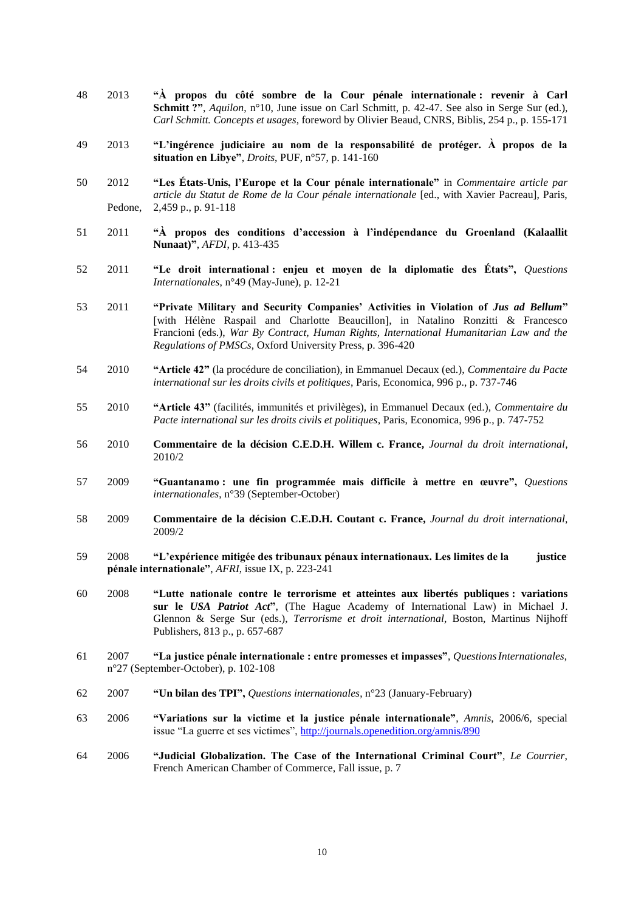48 2013 **"À propos du côté sombre de la Cour pénale internationale : revenir à Carl Schmitt ?"**, *Aquilon*, n°10, June issue on Carl Schmitt, p. 42-47. See also in Serge Sur (ed.), *Carl Schmitt. Concepts et usages*, foreword by Olivier Beaud, CNRS, Biblis, 254 p., p. 155-171

49 2013 **"L'ingérence judiciaire au nom de la responsabilité de protéger. À propos de la situation en Libye"**, *Droits*, PUF, n°57, p. 141-160

50 2012 **"Les États-Unis, l'Europe et la Cour pénale internationale"** in *Commentaire article par article du Statut de Rome de la Cour pénale internationale* [ed., with Xavier Pacreau], Paris, Pedone, 2,459 p., p. 91-118

51 2011 **"À propos des conditions d'accession à l'indépendance du Groenland (Kalaallit Nunaat)"**, *AFDI*, p. 413-435

52 2011 **"Le droit international : enjeu et moyen de la diplomatie des États",** *Questions Internationales*, n°49 (May-June), p. 12-21

53 2011 **"Private Military and Security Companies' Activities in Violation of *Jus ad Bellum*"** [with Hélène Raspail and Charlotte Beaucillon], in Natalino Ronzitti & Francesco Francioni (eds.), *War By Contract, Human Rights, International Humanitarian Law and the Regulations of PMSCs*, Oxford University Press, p. 396-420

54 2010 **"Article 42"** (la procédure de conciliation), in Emmanuel Decaux (ed.), *Commentaire du Pacte international sur les droits civils et politiques*, Paris, Economica, 996 p., p. 737-746

55 2010 **"Article 43"** (facilités, immunités et privilèges), in Emmanuel Decaux (ed.), *Commentaire du Pacte international sur les droits civils et politiques*, Paris, Economica, 996 p., p. 747-752

56 2010 **Commentaire de la décision C.E.D.H. Willem c. France,** *Journal du droit international*, 2010/2

57 2009 **"Guantanamo : une fin programmée mais difficile à mettre en œuvre",** *Questions internationales*, n°39 (September-October)

58 2009 **Commentaire de la décision C.E.D.H. Coutant c. France,** *Journal du droit international*, 2009/2

59 2008 **"L'expérience mitigée des tribunaux pénaux internationaux. Les limites de la justice pénale internationale"**, *AFRI*, issue IX, p. 223-241

60 2008 **"Lutte nationale contre le terrorisme et atteintes aux libertés publiques : variations sur le *USA Patriot Act*"**, (The Hague Academy of International Law) in Michael J. Glennon & Serge Sur (eds.), *Terrorisme et droit international*, Boston, Martinus Nijhoff Publishers, 813 p., p. 657-687

61 2007 **"La justice pénale internationale : entre promesses et impasses"**, *Questions Internationales*, n°27 (September-October), p. 102-108

62 2007 **"Un bilan des TPI",** *Questions internationales*, n°23 (January-February)

63 2006 **"Variations sur la victime et la justice pénale internationale"**, *Amnis*, 2006/6, special issue "La guerre et ses victimes", http://journals.openedition.org/amnis/890

64 2006 **"Judicial Globalization. The Case of the International Criminal Court"**, *Le Courrier*, French American Chamber of Commerce, Fall issue, p. 7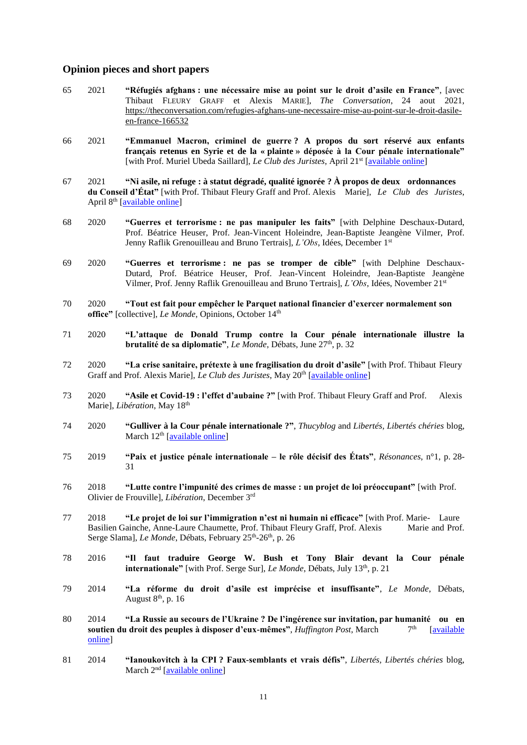## Opinion pieces and short papers

65 2021 **"Réfugiés afghans : une nécessaire mise au point sur le droit d'asile en France"**, [avec Thibaut FLEURY GRAFF et Alexis MARIE], *The Conversation*, 24 aout 2021, https://theconversation.com/refugies-afghans-une-necessaire-mise-au-point-sur-le-droit-dasile-en-france-166532

66 2021 **"Emmanuel Macron, criminel de guerre ? A propos du sort réservé aux enfants français retenus en Syrie et de la « plainte » déposée à la Cour pénale internationale"** [with Prof. Muriel Ubeda Saillard], *Le Club des Juristes*, April 21st [available online]

67 2021 **"Ni asile, ni refuge : à statut dégradé, qualité ignorée ? À propos de deux ordonnances du Conseil d'État"** [with Prof. Thibaut Fleury Graff and Prof. Alexis Marie], *Le Club des Juristes*, April 8th [available online]

68 2020 **"Guerres et terrorisme : ne pas manipuler les faits"** [with Delphine Deschaux-Dutard, Prof. Béatrice Heuser, Prof. Jean-Vincent Holeindre, Jean-Baptiste Jeangène Vilmer, Prof. Jenny Raflik Grenouilleau and Bruno Tertrais], *L'Obs*, Idées, December 1st

69 2020 **"Guerres et terrorisme : ne pas se tromper de cible"** [with Delphine Deschaux-Dutard, Prof. Béatrice Heuser, Prof. Jean-Vincent Holeindre, Jean-Baptiste Jeangène Vilmer, Prof. Jenny Raflik Grenouilleau and Bruno Tertrais], *L'Obs*, Idées, November 21st

70 2020 **"Tout est fait pour empêcher le Parquet national financier d'exercer normalement son office"** [collective], *Le Monde*, Opinions, October 14th

71 2020 **"L'attaque de Donald Trump contre la Cour pénale internationale illustre la brutalité de sa diplomatie"**, *Le Monde*, Débats, June 27th, p. 32

72 2020 **"La crise sanitaire, prétexte à une fragilisation du droit d'asile"** [with Prof. Thibaut Fleury Graff and Prof. Alexis Marie], *Le Club des Juristes*, May 20th [available online]

73 2020 **"Asile et Covid-19 : l'effet d'aubaine ?"** [with Prof. Thibaut Fleury Graff and Prof. Alexis Marie], *Libération*, May 18th

74 2020 **"Gulliver à la Cour pénale internationale ?"**, *Thucyblog* and *Libertés, Libertés chéries* blog, March 12th [available online]

75 2019 **"Paix et justice pénale internationale – le rôle décisif des États"**, *Résonances*, n°1, p. 28-31

76 2018 **"Lutte contre l'impunité des crimes de masse : un projet de loi préoccupant"** [with Prof. Olivier de Frouville], *Libération*, December 3rd

77 2018 **"Le projet de loi sur l'immigration n'est ni humain ni efficace"** [with Prof. Marie-Laure Basilien Gainche, Anne-Laure Chaumette, Prof. Thibaut Fleury Graff, Prof. Alexis Marie and Prof. Serge Slama], *Le Monde*, Débats, February 25th-26th, p. 26

78 2016 **"Il faut traduire George W. Bush et Tony Blair devant la Cour pénale internationale"** [with Prof. Serge Sur], *Le Monde*, Débats, July 13th, p. 21

79 2014 **"La réforme du droit d'asile est imprécise et insuffisante"**, *Le Monde*, Débats, August 8th, p. 16

80 2014 **"La Russie au secours de l'Ukraine ? De l'ingérence sur invitation, par humanité ou en soutien du droit des peuples à disposer d'eux-mêmes"**, *Huffington Post*, March 7th [available online]

81 2014 **"Ianoukovitch à la CPI ? Faux-semblants et vrais défis"**, *Libertés, Libertés chéries* blog, March 2nd [available online]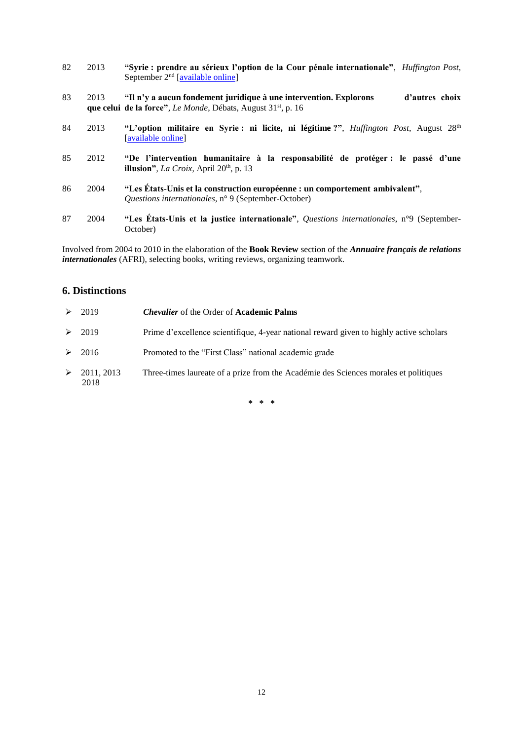| | | |
|---|---|---|
| 82 | 2013 | **"Syrie : prendre au sérieux l'option de la Cour pénale internationale"**, *Huffington Post*, September 2nd [available online] |
| 83 | 2013 | **"Il n'y a aucun fondement juridique à une intervention. Explorons d'autres choix que celui de la force"**, *Le Monde*, Débats, August 31st, p. 16 |
| 84 | 2013 | **"L'option militaire en Syrie : ni licite, ni légitime ?"**, *Huffington Post*, August 28th [available online] |
| 85 | 2012 | **"De l'intervention humanitaire à la responsabilité de protéger : le passé d'une illusion"**, *La Croix*, April 20th, p. 13 |
| 86 | 2004 | **"Les États-Unis et la construction européenne : un comportement ambivalent"**, *Questions internationales*, n° 9 (September-October) |
| 87 | 2004 | **"Les États-Unis et la justice internationale"**, *Questions internationales*, n°9 (September-October) |

Involved from 2004 to 2010 in the elaboration of the **Book Review** section of the ***Annuaire français de relations internationales*** (AFRI), selecting books, writing reviews, organizing teamwork.

## 6. Distinctions

- 2019 — ***Chevalier*** of the Order of **Academic Palms**
- 2019 — Prime d'excellence scientifique, 4-year national reward given to highly active scholars
- 2016 — Promoted to the "First Class" national academic grade
- 2011, 2013, 2018 — Three-times laureate of a prize from the Académie des Sciences morales et politiques

\* \* \*